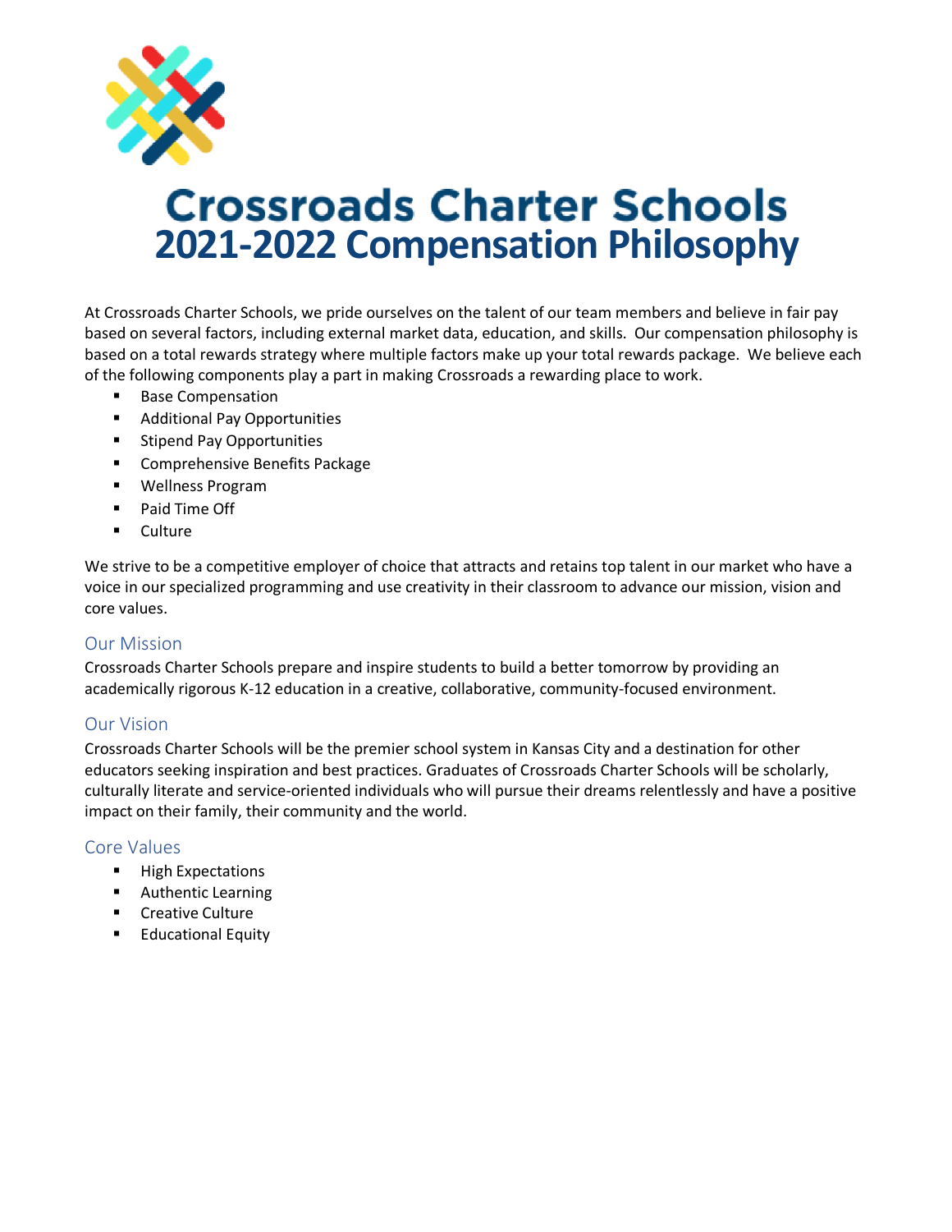# Crossroads Charter Schools
# 2021-2022 Compensation Philosophy

At Crossroads Charter Schools, we pride ourselves on the talent of our team members and believe in fair pay based on several factors, including external market data, education, and skills. Our compensation philosophy is based on a total rewards strategy where multiple factors make up your total rewards package. We believe each of the following components play a part in making Crossroads a rewarding place to work.

- Base Compensation
- Additional Pay Opportunities
- Stipend Pay Opportunities
- Comprehensive Benefits Package
- Wellness Program
- Paid Time Off
- Culture

We strive to be a competitive employer of choice that attracts and retains top talent in our market who have a voice in our specialized programming and use creativity in their classroom to advance our mission, vision and core values.

## Our Mission

Crossroads Charter Schools prepare and inspire students to build a better tomorrow by providing an academically rigorous K-12 education in a creative, collaborative, community-focused environment.

## Our Vision

Crossroads Charter Schools will be the premier school system in Kansas City and a destination for other educators seeking inspiration and best practices. Graduates of Crossroads Charter Schools will be scholarly, culturally literate and service-oriented individuals who will pursue their dreams relentlessly and have a positive impact on their family, their community and the world.

## Core Values

- High Expectations
- Authentic Learning
- Creative Culture
- Educational Equity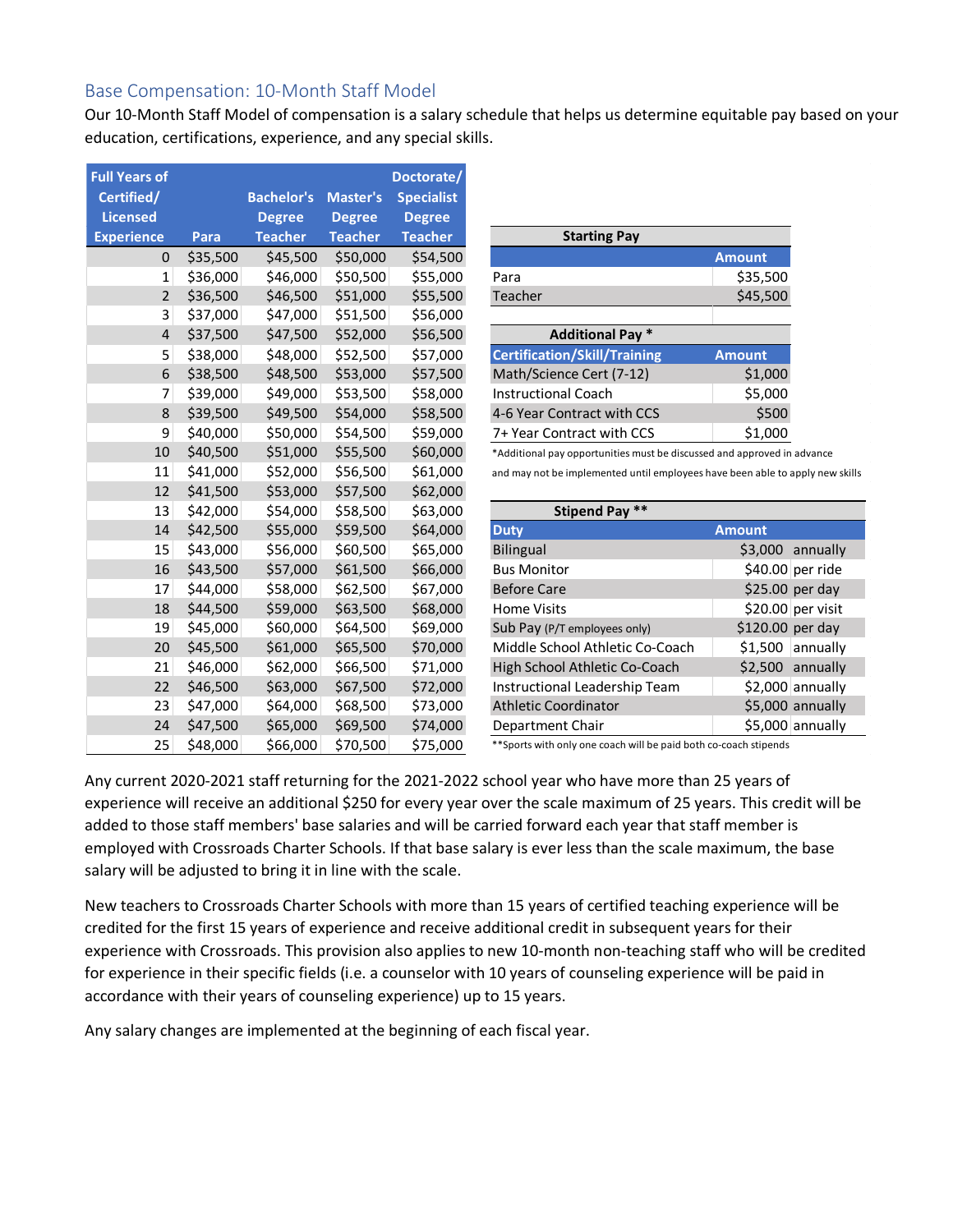## Base Compensation: 10-Month Staff Model

Our 10-Month Staff Model of compensation is a salary schedule that helps us determine equitable pay based on your education, certifications, experience, and any special skills.

| Full Years of Certified/ Licensed Experience | Para | Bachelor's Degree Teacher | Master's Degree Teacher | Doctorate/ Specialist Degree Teacher |
|---|---|---|---|---|
| 0 | $35,500 | $45,500 | $50,000 | $54,500 |
| 1 | $36,000 | $46,000 | $50,500 | $55,000 |
| 2 | $36,500 | $46,500 | $51,000 | $55,500 |
| 3 | $37,000 | $47,000 | $51,500 | $56,000 |
| 4 | $37,500 | $47,500 | $52,000 | $56,500 |
| 5 | $38,000 | $48,000 | $52,500 | $57,000 |
| 6 | $38,500 | $48,500 | $53,000 | $57,500 |
| 7 | $39,000 | $49,000 | $53,500 | $58,000 |
| 8 | $39,500 | $49,500 | $54,000 | $58,500 |
| 9 | $40,000 | $50,000 | $54,500 | $59,000 |
| 10 | $40,500 | $51,000 | $55,500 | $60,000 |
| 11 | $41,000 | $52,000 | $56,500 | $61,000 |
| 12 | $41,500 | $53,000 | $57,500 | $62,000 |
| 13 | $42,000 | $54,000 | $58,500 | $63,000 |
| 14 | $42,500 | $55,000 | $59,500 | $64,000 |
| 15 | $43,000 | $56,000 | $60,500 | $65,000 |
| 16 | $43,500 | $57,000 | $61,500 | $66,000 |
| 17 | $44,000 | $58,000 | $62,500 | $67,000 |
| 18 | $44,500 | $59,000 | $63,500 | $68,000 |
| 19 | $45,000 | $60,000 | $64,500 | $69,000 |
| 20 | $45,500 | $61,000 | $65,500 | $70,000 |
| 21 | $46,000 | $62,000 | $66,500 | $71,000 |
| 22 | $46,500 | $63,000 | $67,500 | $72,000 |
| 23 | $47,000 | $64,000 | $68,500 | $73,000 |
| 24 | $47,500 | $65,000 | $69,500 | $74,000 |
| 25 | $48,000 | $66,000 | $70,500 | $75,000 |

| Starting Pay | Amount |
|---|---|
| Para | $35,500 |
| Teacher | $45,500 |

| Additional Pay * | |
|---|---|
| Certification/Skill/Training | Amount |
| Math/Science Cert (7-12) | $1,000 |
| Instructional Coach | $5,000 |
| 4-6 Year Contract with CCS | $500 |
| 7+ Year Contract with CCS | $1,000 |

*Additional pay opportunities must be discussed and approved in advance and may not be implemented until employees have been able to apply new skills

| Stipend Pay ** | | |
|---|---|---|
| Duty | Amount | |
| Bilingual | $3,000 | annually |
| Bus Monitor | $40.00 | per ride |
| Before Care | $25.00 | per day |
| Home Visits | $20.00 | per visit |
| Sub Pay (P/T employees only) | $120.00 | per day |
| Middle School Athletic Co-Coach | $1,500 | annually |
| High School Athletic Co-Coach | $2,500 | annually |
| Instructional Leadership Team | $2,000 | annually |
| Athletic Coordinator | $5,000 | annually |
| Department Chair | $5,000 | annually |

**Sports with only one coach will be paid both co-coach stipends

Any current 2020-2021 staff returning for the 2021-2022 school year who have more than 25 years of experience will receive an additional $250 for every year over the scale maximum of 25 years. This credit will be added to those staff members' base salaries and will be carried forward each year that staff member is employed with Crossroads Charter Schools. If that base salary is ever less than the scale maximum, the base salary will be adjusted to bring it in line with the scale.

New teachers to Crossroads Charter Schools with more than 15 years of certified teaching experience will be credited for the first 15 years of experience and receive additional credit in subsequent years for their experience with Crossroads. This provision also applies to new 10-month non-teaching staff who will be credited for experience in their specific fields (i.e. a counselor with 10 years of counseling experience will be paid in accordance with their years of counseling experience) up to 15 years.

Any salary changes are implemented at the beginning of each fiscal year.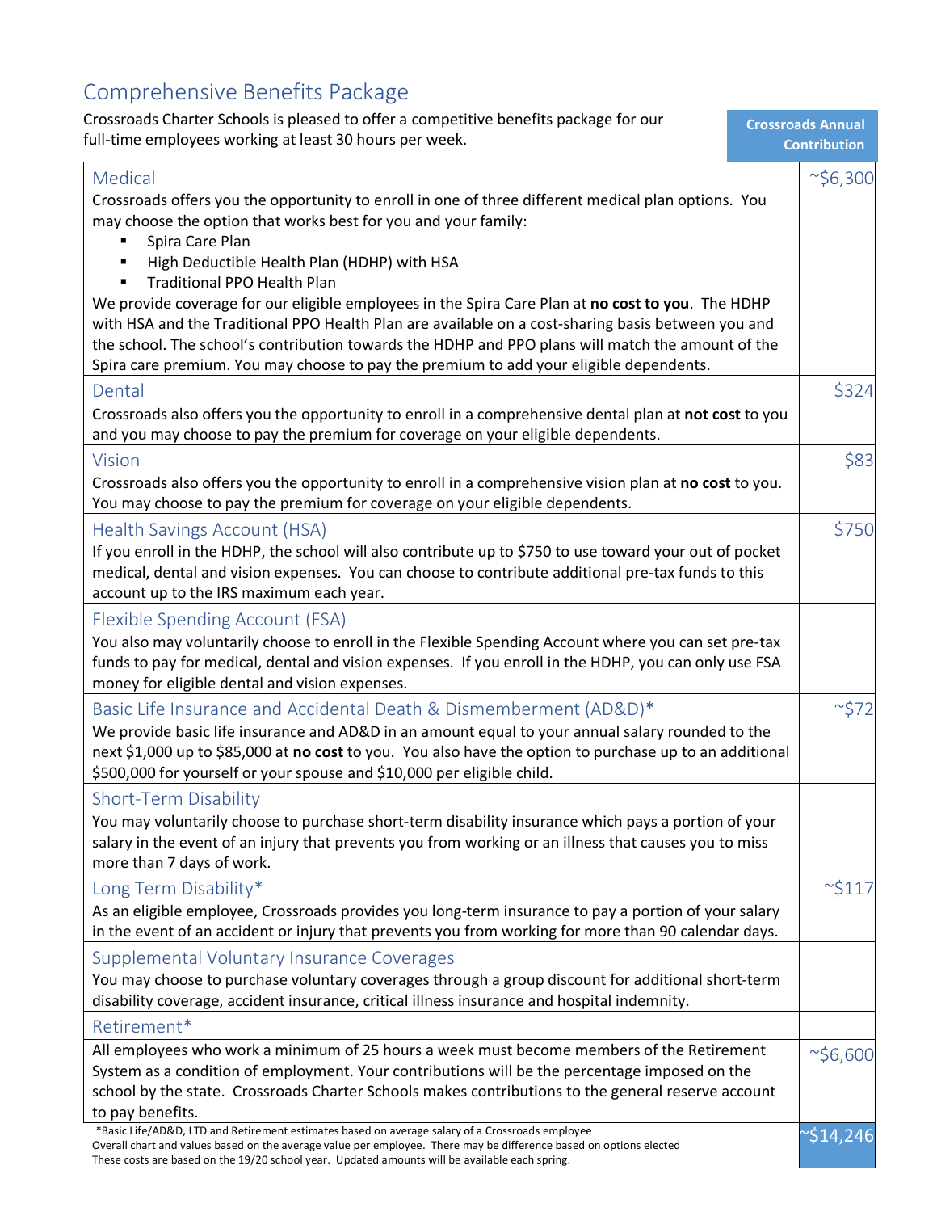# Comprehensive Benefits Package

| Crossroads Charter Schools is pleased to offer a competitive benefits package for our full-time employees working at least 30 hours per week. | **Crossroads Annual Contribution** |
|---|---|
| **Medical**<br>Crossroads offers you the opportunity to enroll in one of three different medical plan options. You may choose the option that works best for you and your family:<br>▪ Spira Care Plan<br>▪ High Deductible Health Plan (HDHP) with HSA<br>▪ Traditional PPO Health Plan<br>We provide coverage for our eligible employees in the Spira Care Plan at **no cost to you**. The HDHP with HSA and the Traditional PPO Health Plan are available on a cost-sharing basis between you and the school. The school's contribution towards the HDHP and PPO plans will match the amount of the Spira care premium. You may choose to pay the premium to add your eligible dependents. | ~$6,300 |
| **Dental**<br>Crossroads also offers you the opportunity to enroll in a comprehensive dental plan at **not cost** to you and you may choose to pay the premium for coverage on your eligible dependents. | $324 |
| **Vision**<br>Crossroads also offers you the opportunity to enroll in a comprehensive vision plan at **no cost** to you. You may choose to pay the premium for coverage on your eligible dependents. | $83 |
| **Health Savings Account (HSA)**<br>If you enroll in the HDHP, the school will also contribute up to $750 to use toward your out of pocket medical, dental and vision expenses. You can choose to contribute additional pre-tax funds to this account up to the IRS maximum each year. | $750 |
| **Flexible Spending Account (FSA)**<br>You also may voluntarily choose to enroll in the Flexible Spending Account where you can set pre-tax funds to pay for medical, dental and vision expenses. If you enroll in the HDHP, you can only use FSA money for eligible dental and vision expenses. | |
| **Basic Life Insurance and Accidental Death & Dismemberment (AD&D)***<br>We provide basic life insurance and AD&D in an amount equal to your annual salary rounded to the next $1,000 up to $85,000 at **no cost** to you. You also have the option to purchase up to an additional $500,000 for yourself or your spouse and $10,000 per eligible child. | ~$72 |
| **Short-Term Disability**<br>You may voluntarily choose to purchase short-term disability insurance which pays a portion of your salary in the event of an injury that prevents you from working or an illness that causes you to miss more than 7 days of work. | |
| **Long Term Disability***<br>As an eligible employee, Crossroads provides you long-term insurance to pay a portion of your salary in the event of an accident or injury that prevents you from working for more than 90 calendar days. | ~$117 |
| **Supplemental Voluntary Insurance Coverages**<br>You may choose to purchase voluntary coverages through a group discount for additional short-term disability coverage, accident insurance, critical illness insurance and hospital indemnity. | |
| **Retirement***<br>All employees who work a minimum of 25 hours a week must become members of the Retirement System as a condition of employment. Your contributions will be the percentage imposed on the school by the state. Crossroads Charter Schools makes contributions to the general reserve account to pay benefits. | ~$6,600 |
| *Basic Life/AD&D, LTD and Retirement estimates based on average salary of a Crossroads employee<br>Overall chart and values based on the average value per employee. There may be difference based on options elected<br>These costs are based on the 19/20 school year. Updated amounts will be available each spring. | ~$14,246 |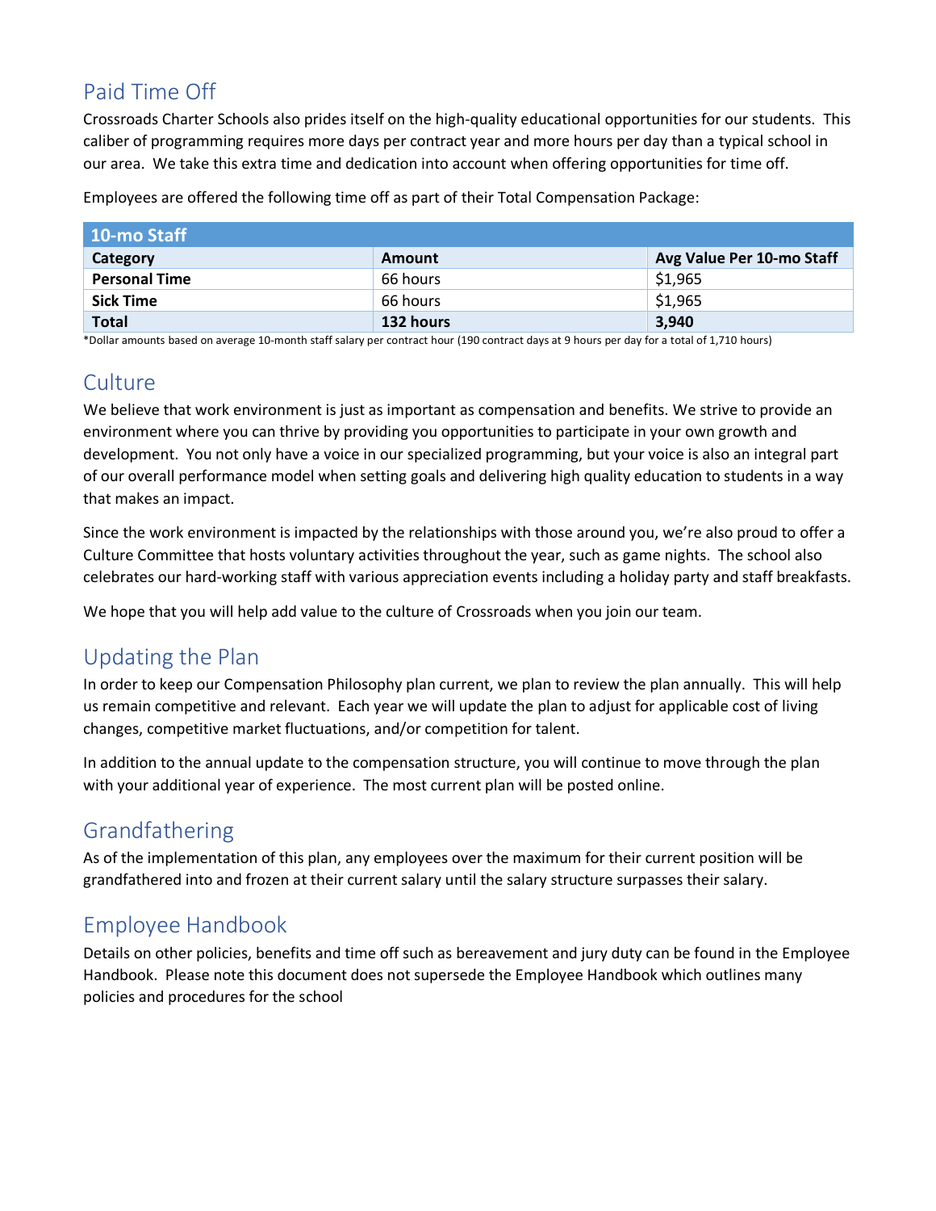## Paid Time Off

Crossroads Charter Schools also prides itself on the high-quality educational opportunities for our students. This caliber of programming requires more days per contract year and more hours per day than a typical school in our area. We take this extra time and dedication into account when offering opportunities for time off.

Employees are offered the following time off as part of their Total Compensation Package:

| 10-mo Staff | | |
|---|---|---|
| **Category** | **Amount** | **Avg Value Per 10-mo Staff** |
| **Personal Time** | 66 hours | $1,965 |
| **Sick Time** | 66 hours | $1,965 |
| **Total** | **132 hours** | **3,940** |

*Dollar amounts based on average 10-month staff salary per contract hour (190 contract days at 9 hours per day for a total of 1,710 hours)

## Culture

We believe that work environment is just as important as compensation and benefits. We strive to provide an environment where you can thrive by providing you opportunities to participate in your own growth and development. You not only have a voice in our specialized programming, but your voice is also an integral part of our overall performance model when setting goals and delivering high quality education to students in a way that makes an impact.

Since the work environment is impacted by the relationships with those around you, we're also proud to offer a Culture Committee that hosts voluntary activities throughout the year, such as game nights. The school also celebrates our hard-working staff with various appreciation events including a holiday party and staff breakfasts.

We hope that you will help add value to the culture of Crossroads when you join our team.

## Updating the Plan

In order to keep our Compensation Philosophy plan current, we plan to review the plan annually. This will help us remain competitive and relevant. Each year we will update the plan to adjust for applicable cost of living changes, competitive market fluctuations, and/or competition for talent.

In addition to the annual update to the compensation structure, you will continue to move through the plan with your additional year of experience. The most current plan will be posted online.

## Grandfathering

As of the implementation of this plan, any employees over the maximum for their current position will be grandfathered into and frozen at their current salary until the salary structure surpasses their salary.

## Employee Handbook

Details on other policies, benefits and time off such as bereavement and jury duty can be found in the Employee Handbook. Please note this document does not supersede the Employee Handbook which outlines many policies and procedures for the school